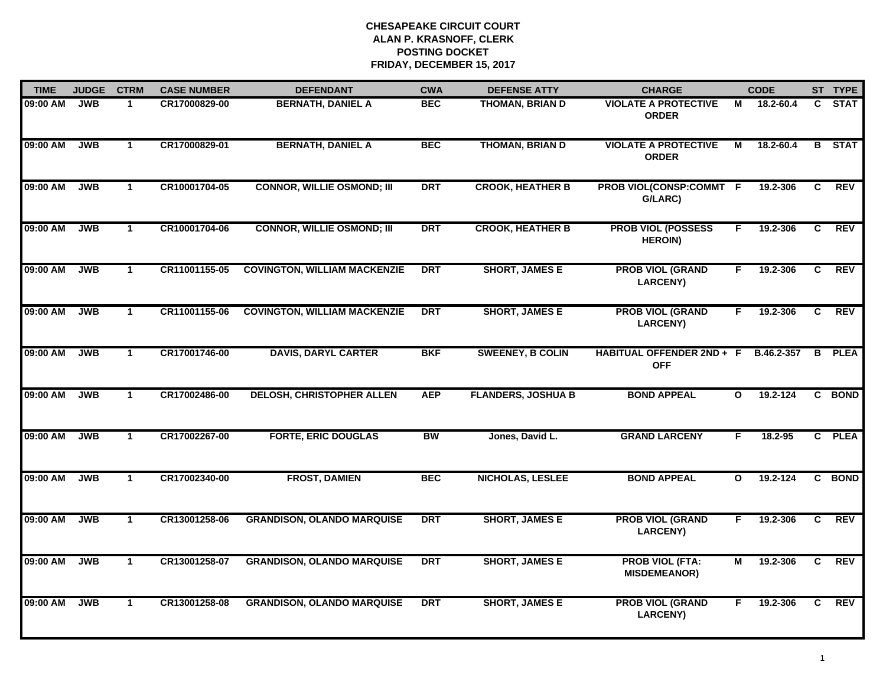**CHESAPEAKE CIRCUIT COURT**
**ALAN P. KRASNOFF, CLERK**
**POSTING DOCKET**
**FRIDAY, DECEMBER 15, 2017**

| TIME | JUDGE | CTRM | CASE NUMBER | DEFENDANT | CWA | DEFENSE ATTY | CHARGE | | CODE | ST | TYPE |
|---|---|---|---|---|---|---|---|---|---|---|---|
| 09:00 AM | JWB | 1 | CR17000829-00 | BERNATH, DANIEL A | BEC | THOMAN, BRIAN D | VIOLATE A PROTECTIVE ORDER | M | 18.2-60.4 | C | STAT |
| 09:00 AM | JWB | 1 | CR17000829-01 | BERNATH, DANIEL A | BEC | THOMAN, BRIAN D | VIOLATE A PROTECTIVE ORDER | M | 18.2-60.4 | B | STAT |
| 09:00 AM | JWB | 1 | CR10001704-05 | CONNOR, WILLIE OSMOND; III | DRT | CROOK, HEATHER B | PROB VIOL(CONSP:COMMT G/LARC) | F | 19.2-306 | C | REV |
| 09:00 AM | JWB | 1 | CR10001704-06 | CONNOR, WILLIE OSMOND; III | DRT | CROOK, HEATHER B | PROB VIOL (POSSESS HEROIN) | F | 19.2-306 | C | REV |
| 09:00 AM | JWB | 1 | CR11001155-05 | COVINGTON, WILLIAM MACKENZIE | DRT | SHORT, JAMES E | PROB VIOL (GRAND LARCENY) | F | 19.2-306 | C | REV |
| 09:00 AM | JWB | 1 | CR11001155-06 | COVINGTON, WILLIAM MACKENZIE | DRT | SHORT, JAMES E | PROB VIOL (GRAND LARCENY) | F | 19.2-306 | C | REV |
| 09:00 AM | JWB | 1 | CR17001746-00 | DAVIS, DARYL CARTER | BKF | SWEENEY, B COLIN | HABITUAL OFFENDER 2ND + OFF | F | B.46.2-357 | B | PLEA |
| 09:00 AM | JWB | 1 | CR17002486-00 | DELOSH, CHRISTOPHER ALLEN | AEP | FLANDERS, JOSHUA B | BOND APPEAL | O | 19.2-124 | C | BOND |
| 09:00 AM | JWB | 1 | CR17002267-00 | FORTE, ERIC DOUGLAS | BW | Jones, David L. | GRAND LARCENY | F | 18.2-95 | C | PLEA |
| 09:00 AM | JWB | 1 | CR17002340-00 | FROST, DAMIEN | BEC | NICHOLAS, LESLEE | BOND APPEAL | O | 19.2-124 | C | BOND |
| 09:00 AM | JWB | 1 | CR13001258-06 | GRANDISON, OLANDO MARQUISE | DRT | SHORT, JAMES E | PROB VIOL (GRAND LARCENY) | F | 19.2-306 | C | REV |
| 09:00 AM | JWB | 1 | CR13001258-07 | GRANDISON, OLANDO MARQUISE | DRT | SHORT, JAMES E | PROB VIOL (FTA: MISDEMEANOR) | M | 19.2-306 | C | REV |
| 09:00 AM | JWB | 1 | CR13001258-08 | GRANDISON, OLANDO MARQUISE | DRT | SHORT, JAMES E | PROB VIOL (GRAND LARCENY) | F | 19.2-306 | C | REV |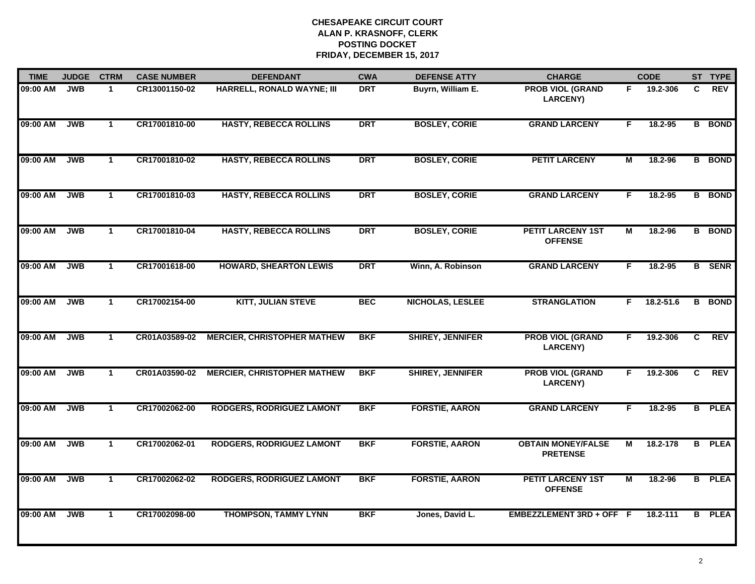**CHESAPEAKE CIRCUIT COURT**
**ALAN P. KRASNOFF, CLERK**
**POSTING DOCKET**
**FRIDAY, DECEMBER 15, 2017**

| TIME | JUDGE | CTRM | CASE NUMBER | DEFENDANT | CWA | DEFENSE ATTY | CHARGE | | CODE | ST | TYPE |
|---|---|---|---|---|---|---|---|---|---|---|---|
| 09:00 AM | JWB | 1 | CR13001150-02 | HARRELL, RONALD WAYNE; III | DRT | Buyrn, William E. | PROB VIOL (GRAND LARCENY) | F | 19.2-306 | C | REV |
| 09:00 AM | JWB | 1 | CR17001810-00 | HASTY, REBECCA ROLLINS | DRT | BOSLEY, CORIE | GRAND LARCENY | F | 18.2-95 | B | BOND |
| 09:00 AM | JWB | 1 | CR17001810-02 | HASTY, REBECCA ROLLINS | DRT | BOSLEY, CORIE | PETIT LARCENY | M | 18.2-96 | B | BOND |
| 09:00 AM | JWB | 1 | CR17001810-03 | HASTY, REBECCA ROLLINS | DRT | BOSLEY, CORIE | GRAND LARCENY | F | 18.2-95 | B | BOND |
| 09:00 AM | JWB | 1 | CR17001810-04 | HASTY, REBECCA ROLLINS | DRT | BOSLEY, CORIE | PETIT LARCENY 1ST OFFENSE | M | 18.2-96 | B | BOND |
| 09:00 AM | JWB | 1 | CR17001618-00 | HOWARD, SHEARTON LEWIS | DRT | Winn, A. Robinson | GRAND LARCENY | F | 18.2-95 | B | SENR |
| 09:00 AM | JWB | 1 | CR17002154-00 | KITT, JULIAN STEVE | BEC | NICHOLAS, LESLEE | STRANGLATION | F | 18.2-51.6 | B | BOND |
| 09:00 AM | JWB | 1 | CR01A03589-02 | MERCIER, CHRISTOPHER MATHEW | BKF | SHIREY, JENNIFER | PROB VIOL (GRAND LARCENY) | F | 19.2-306 | C | REV |
| 09:00 AM | JWB | 1 | CR01A03590-02 | MERCIER, CHRISTOPHER MATHEW | BKF | SHIREY, JENNIFER | PROB VIOL (GRAND LARCENY) | F | 19.2-306 | C | REV |
| 09:00 AM | JWB | 1 | CR17002062-00 | RODGERS, RODRIGUEZ LAMONT | BKF | FORSTIE, AARON | GRAND LARCENY | F | 18.2-95 | B | PLEA |
| 09:00 AM | JWB | 1 | CR17002062-01 | RODGERS, RODRIGUEZ LAMONT | BKF | FORSTIE, AARON | OBTAIN MONEY/FALSE PRETENSE | M | 18.2-178 | B | PLEA |
| 09:00 AM | JWB | 1 | CR17002062-02 | RODGERS, RODRIGUEZ LAMONT | BKF | FORSTIE, AARON | PETIT LARCENY 1ST OFFENSE | M | 18.2-96 | B | PLEA |
| 09:00 AM | JWB | 1 | CR17002098-00 | THOMPSON, TAMMY LYNN | BKF | Jones, David L. | EMBEZZLEMENT 3RD + OFF | F | 18.2-111 | B | PLEA |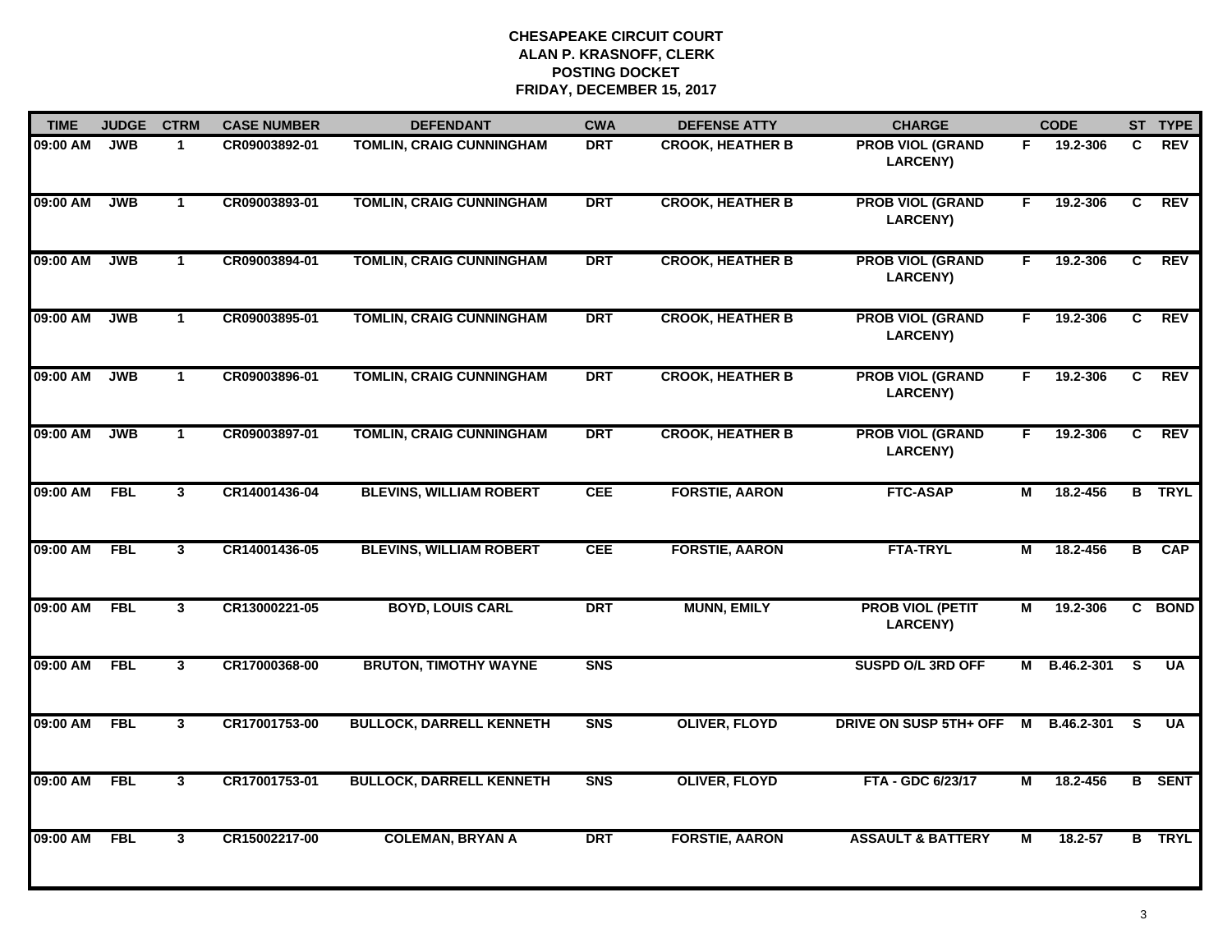**CHESAPEAKE CIRCUIT COURT**
**ALAN P. KRASNOFF, CLERK**
**POSTING DOCKET**
**FRIDAY, DECEMBER 15, 2017**

| TIME | JUDGE | CTRM | CASE NUMBER | DEFENDANT | CWA | DEFENSE ATTY | CHARGE | | CODE | ST | TYPE |
|---|---|---|---|---|---|---|---|---|---|---|---|
| 09:00 AM | JWB | 1 | CR09003892-01 | TOMLIN, CRAIG CUNNINGHAM | DRT | CROOK, HEATHER B | PROB VIOL (GRAND LARCENY) | F | 19.2-306 | C | REV |
| 09:00 AM | JWB | 1 | CR09003893-01 | TOMLIN, CRAIG CUNNINGHAM | DRT | CROOK, HEATHER B | PROB VIOL (GRAND LARCENY) | F | 19.2-306 | C | REV |
| 09:00 AM | JWB | 1 | CR09003894-01 | TOMLIN, CRAIG CUNNINGHAM | DRT | CROOK, HEATHER B | PROB VIOL (GRAND LARCENY) | F | 19.2-306 | C | REV |
| 09:00 AM | JWB | 1 | CR09003895-01 | TOMLIN, CRAIG CUNNINGHAM | DRT | CROOK, HEATHER B | PROB VIOL (GRAND LARCENY) | F | 19.2-306 | C | REV |
| 09:00 AM | JWB | 1 | CR09003896-01 | TOMLIN, CRAIG CUNNINGHAM | DRT | CROOK, HEATHER B | PROB VIOL (GRAND LARCENY) | F | 19.2-306 | C | REV |
| 09:00 AM | JWB | 1 | CR09003897-01 | TOMLIN, CRAIG CUNNINGHAM | DRT | CROOK, HEATHER B | PROB VIOL (GRAND LARCENY) | F | 19.2-306 | C | REV |
| 09:00 AM | FBL | 3 | CR14001436-04 | BLEVINS, WILLIAM ROBERT | CEE | FORSTIE, AARON | FTC-ASAP | M | 18.2-456 | B | TRYL |
| 09:00 AM | FBL | 3 | CR14001436-05 | BLEVINS, WILLIAM ROBERT | CEE | FORSTIE, AARON | FTA-TRYL | M | 18.2-456 | B | CAP |
| 09:00 AM | FBL | 3 | CR13000221-05 | BOYD, LOUIS CARL | DRT | MUNN, EMILY | PROB VIOL (PETIT LARCENY) | M | 19.2-306 | C | BOND |
| 09:00 AM | FBL | 3 | CR17000368-00 | BRUTON, TIMOTHY WAYNE | SNS | | SUSPD O/L 3RD OFF | M | B.46.2-301 | S | UA |
| 09:00 AM | FBL | 3 | CR17001753-00 | BULLOCK, DARRELL KENNETH | SNS | OLIVER, FLOYD | DRIVE ON SUSP 5TH+ OFF | M | B.46.2-301 | S | UA |
| 09:00 AM | FBL | 3 | CR17001753-01 | BULLOCK, DARRELL KENNETH | SNS | OLIVER, FLOYD | FTA - GDC 6/23/17 | M | 18.2-456 | B | SENT |
| 09:00 AM | FBL | 3 | CR15002217-00 | COLEMAN, BRYAN A | DRT | FORSTIE, AARON | ASSAULT & BATTERY | M | 18.2-57 | B | TRYL |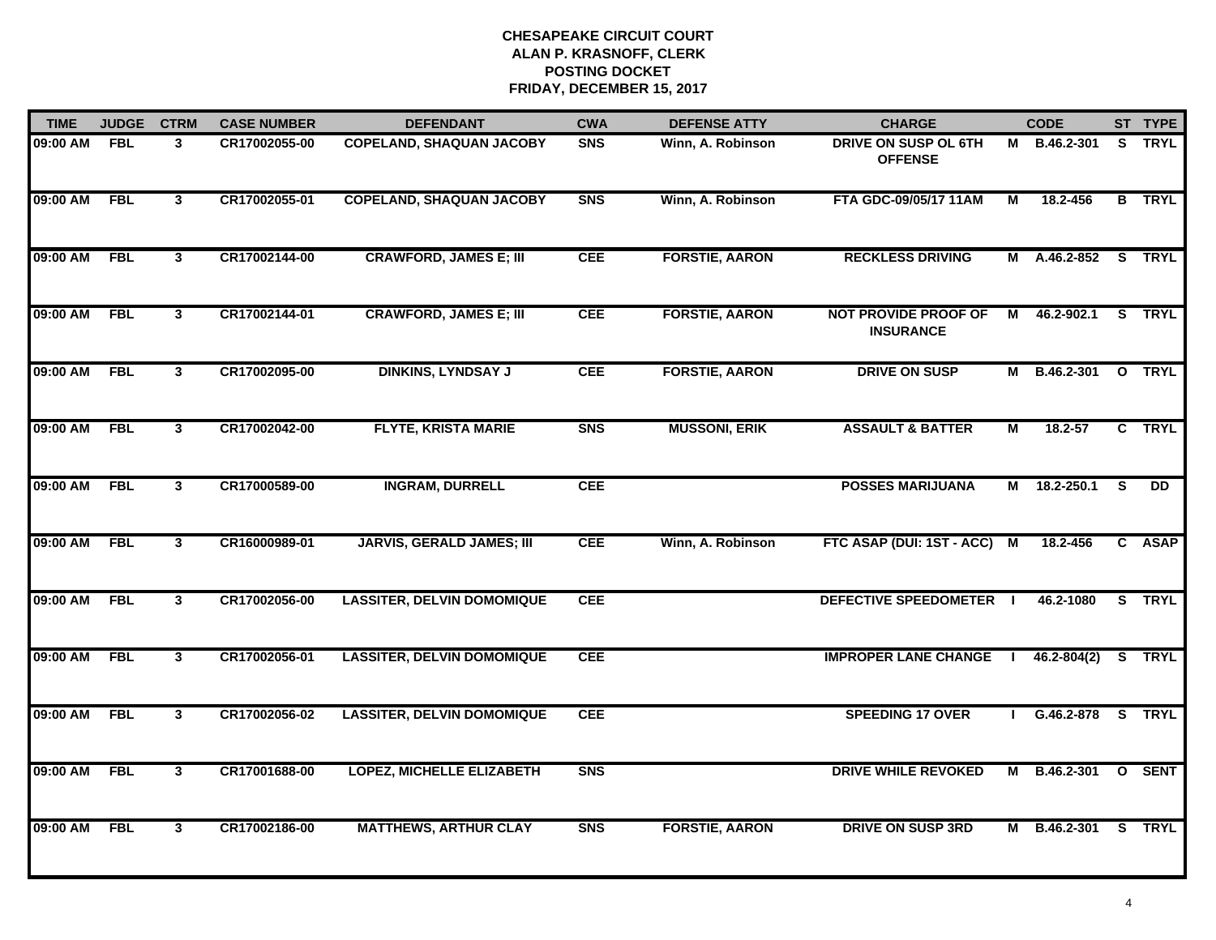**CHESAPEAKE CIRCUIT COURT**
**ALAN P. KRASNOFF, CLERK**
**POSTING DOCKET**
**FRIDAY, DECEMBER 15, 2017**

| TIME | JUDGE | CTRM | CASE NUMBER | DEFENDANT | CWA | DEFENSE ATTY | CHARGE | | CODE | ST | TYPE |
|---|---|---|---|---|---|---|---|---|---|---|---|
| 09:00 AM | FBL | 3 | CR17002055-00 | COPELAND, SHAQUAN JACOBY | SNS | Winn, A. Robinson | DRIVE ON SUSP OL 6TH OFFENSE | M | B.46.2-301 | S | TRYL |
| 09:00 AM | FBL | 3 | CR17002055-01 | COPELAND, SHAQUAN JACOBY | SNS | Winn, A. Robinson | FTA GDC-09/05/17 11AM | M | 18.2-456 | B | TRYL |
| 09:00 AM | FBL | 3 | CR17002144-00 | CRAWFORD, JAMES E; III | CEE | FORSTIE, AARON | RECKLESS DRIVING | M | A.46.2-852 | S | TRYL |
| 09:00 AM | FBL | 3 | CR17002144-01 | CRAWFORD, JAMES E; III | CEE | FORSTIE, AARON | NOT PROVIDE PROOF OF INSURANCE | M | 46.2-902.1 | S | TRYL |
| 09:00 AM | FBL | 3 | CR17002095-00 | DINKINS, LYNDSAY J | CEE | FORSTIE, AARON | DRIVE ON SUSP | M | B.46.2-301 | O | TRYL |
| 09:00 AM | FBL | 3 | CR17002042-00 | FLYTE, KRISTA MARIE | SNS | MUSSONI, ERIK | ASSAULT & BATTER | M | 18.2-57 | C | TRYL |
| 09:00 AM | FBL | 3 | CR17000589-00 | INGRAM, DURRELL | CEE | | POSSES MARIJUANA | M | 18.2-250.1 | S | DD |
| 09:00 AM | FBL | 3 | CR16000989-01 | JARVIS, GERALD JAMES; III | CEE | Winn, A. Robinson | FTC ASAP (DUI: 1ST - ACC) | M | 18.2-456 | C | ASAP |
| 09:00 AM | FBL | 3 | CR17002056-00 | LASSITER, DELVIN DOMOMIQUE | CEE | | DEFECTIVE SPEEDOMETER | I | 46.2-1080 | S | TRYL |
| 09:00 AM | FBL | 3 | CR17002056-01 | LASSITER, DELVIN DOMOMIQUE | CEE | | IMPROPER LANE CHANGE | I | 46.2-804(2) | S | TRYL |
| 09:00 AM | FBL | 3 | CR17002056-02 | LASSITER, DELVIN DOMOMIQUE | CEE | | SPEEDING 17 OVER | I | G.46.2-878 | S | TRYL |
| 09:00 AM | FBL | 3 | CR17001688-00 | LOPEZ, MICHELLE ELIZABETH | SNS | | DRIVE WHILE REVOKED | M | B.46.2-301 | O | SENT |
| 09:00 AM | FBL | 3 | CR17002186-00 | MATTHEWS, ARTHUR CLAY | SNS | FORSTIE, AARON | DRIVE ON SUSP 3RD | M | B.46.2-301 | S | TRYL |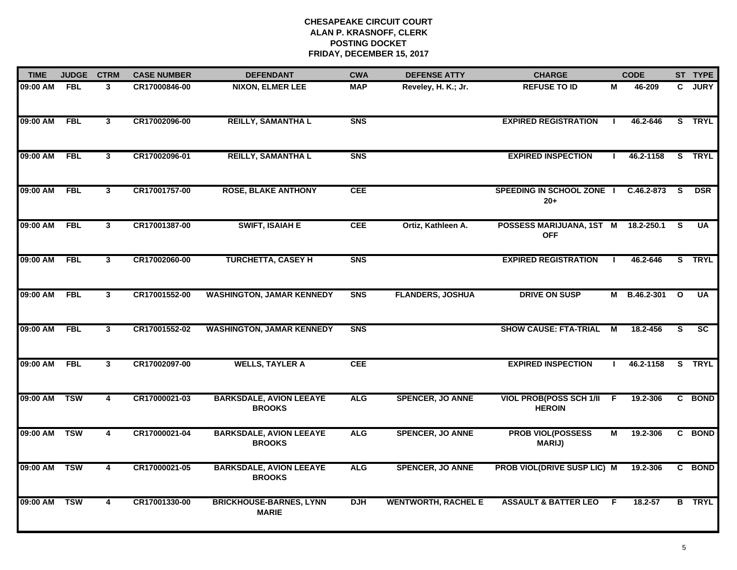**CHESAPEAKE CIRCUIT COURT**
**ALAN P. KRASNOFF, CLERK**
**POSTING DOCKET**
**FRIDAY, DECEMBER 15, 2017**

| TIME | JUDGE | CTRM | CASE NUMBER | DEFENDANT | CWA | DEFENSE ATTY | CHARGE | | CODE | ST | TYPE |
|---|---|---|---|---|---|---|---|---|---|---|---|
| 09:00 AM | FBL | 3 | CR17000846-00 | NIXON, ELMER LEE | MAP | Reveley, H. K.; Jr. | REFUSE TO ID | M | 46-209 | C | JURY |
| 09:00 AM | FBL | 3 | CR17002096-00 | REILLY, SAMANTHA L | SNS | | EXPIRED REGISTRATION | I | 46.2-646 | S | TRYL |
| 09:00 AM | FBL | 3 | CR17002096-01 | REILLY, SAMANTHA L | SNS | | EXPIRED INSPECTION | I | 46.2-1158 | S | TRYL |
| 09:00 AM | FBL | 3 | CR17001757-00 | ROSE, BLAKE ANTHONY | CEE | | SPEEDING IN SCHOOL ZONE 20+ | I | C.46.2-873 | S | DSR |
| 09:00 AM | FBL | 3 | CR17001387-00 | SWIFT, ISAIAH E | CEE | Ortiz, Kathleen A. | POSSESS MARIJUANA, 1ST OFF | M | 18.2-250.1 | S | UA |
| 09:00 AM | FBL | 3 | CR17002060-00 | TURCHETTA, CASEY H | SNS | | EXPIRED REGISTRATION | I | 46.2-646 | S | TRYL |
| 09:00 AM | FBL | 3 | CR17001552-00 | WASHINGTON, JAMAR KENNEDY | SNS | FLANDERS, JOSHUA | DRIVE ON SUSP | M | B.46.2-301 | O | UA |
| 09:00 AM | FBL | 3 | CR17001552-02 | WASHINGTON, JAMAR KENNEDY | SNS | | SHOW CAUSE: FTA-TRIAL | M | 18.2-456 | S | SC |
| 09:00 AM | FBL | 3 | CR17002097-00 | WELLS, TAYLER A | CEE | | EXPIRED INSPECTION | I | 46.2-1158 | S | TRYL |
| 09:00 AM | TSW | 4 | CR17000021-03 | BARKSDALE, AVION LEEAYE BROOKS | ALG | SPENCER, JO ANNE | VIOL PROB(POSS SCH 1/II HEROIN | F | 19.2-306 | C | BOND |
| 09:00 AM | TSW | 4 | CR17000021-04 | BARKSDALE, AVION LEEAYE BROOKS | ALG | SPENCER, JO ANNE | PROB VIOL(POSSESS MARIJ) | M | 19.2-306 | C | BOND |
| 09:00 AM | TSW | 4 | CR17000021-05 | BARKSDALE, AVION LEEAYE BROOKS | ALG | SPENCER, JO ANNE | PROB VIOL(DRIVE SUSP LIC) | M | 19.2-306 | C | BOND |
| 09:00 AM | TSW | 4 | CR17001330-00 | BRICKHOUSE-BARNES, LYNN MARIE | DJH | WENTWORTH, RACHEL E | ASSAULT & BATTER LEO | F | 18.2-57 | B | TRYL |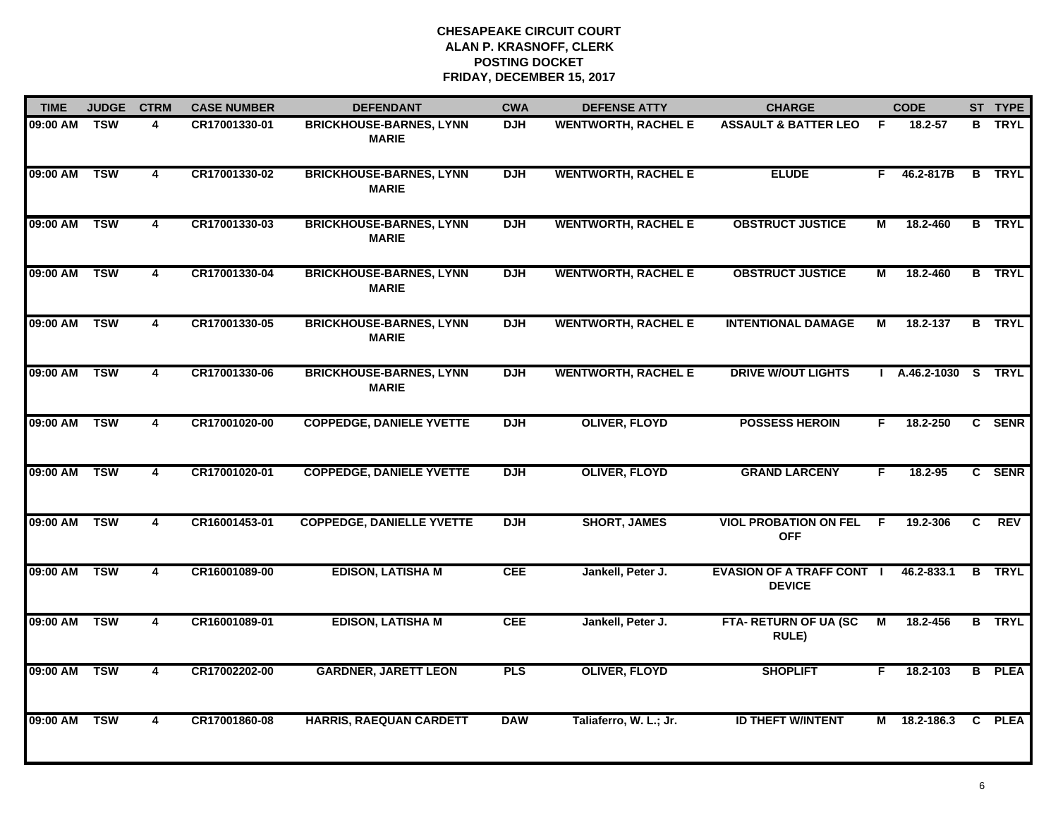# CHESAPEAKE CIRCUIT COURT
## ALAN P. KRASNOFF, CLERK
## POSTING DOCKET
## FRIDAY, DECEMBER 15, 2017

| TIME | JUDGE | CTRM | CASE NUMBER | DEFENDANT | CWA | DEFENSE ATTY | CHARGE | | CODE | ST | TYPE |
|---|---|---|---|---|---|---|---|---|---|---|---|
| 09:00 AM | TSW | 4 | CR17001330-01 | BRICKHOUSE-BARNES, LYNN MARIE | DJH | WENTWORTH, RACHEL E | ASSAULT & BATTER LEO | F | 18.2-57 | B | TRYL |
| 09:00 AM | TSW | 4 | CR17001330-02 | BRICKHOUSE-BARNES, LYNN MARIE | DJH | WENTWORTH, RACHEL E | ELUDE | F | 46.2-817B | B | TRYL |
| 09:00 AM | TSW | 4 | CR17001330-03 | BRICKHOUSE-BARNES, LYNN MARIE | DJH | WENTWORTH, RACHEL E | OBSTRUCT JUSTICE | M | 18.2-460 | B | TRYL |
| 09:00 AM | TSW | 4 | CR17001330-04 | BRICKHOUSE-BARNES, LYNN MARIE | DJH | WENTWORTH, RACHEL E | OBSTRUCT JUSTICE | M | 18.2-460 | B | TRYL |
| 09:00 AM | TSW | 4 | CR17001330-05 | BRICKHOUSE-BARNES, LYNN MARIE | DJH | WENTWORTH, RACHEL E | INTENTIONAL DAMAGE | M | 18.2-137 | B | TRYL |
| 09:00 AM | TSW | 4 | CR17001330-06 | BRICKHOUSE-BARNES, LYNN MARIE | DJH | WENTWORTH, RACHEL E | DRIVE W/OUT LIGHTS | I | A.46.2-1030 | S | TRYL |
| 09:00 AM | TSW | 4 | CR17001020-00 | COPPEDGE, DANIELE YVETTE | DJH | OLIVER, FLOYD | POSSESS HEROIN | F | 18.2-250 | C | SENR |
| 09:00 AM | TSW | 4 | CR17001020-01 | COPPEDGE, DANIELE YVETTE | DJH | OLIVER, FLOYD | GRAND LARCENY | F | 18.2-95 | C | SENR |
| 09:00 AM | TSW | 4 | CR16001453-01 | COPPEDGE, DANIELLE YVETTE | DJH | SHORT, JAMES | VIOL PROBATION ON FEL OFF | F | 19.2-306 | C | REV |
| 09:00 AM | TSW | 4 | CR16001089-00 | EDISON, LATISHA M | CEE | Jankell, Peter J. | EVASION OF A TRAFF CONT DEVICE | I | 46.2-833.1 | B | TRYL |
| 09:00 AM | TSW | 4 | CR16001089-01 | EDISON, LATISHA M | CEE | Jankell, Peter J. | FTA- RETURN OF UA (SC RULE) | M | 18.2-456 | B | TRYL |
| 09:00 AM | TSW | 4 | CR17002202-00 | GARDNER, JARETT LEON | PLS | OLIVER, FLOYD | SHOPLIFT | F | 18.2-103 | B | PLEA |
| 09:00 AM | TSW | 4 | CR17001860-08 | HARRIS, RAEQUAN CARDETT | DAW | Taliaferro, W. L.; Jr. | ID THEFT W/INTENT | M | 18.2-186.3 | C | PLEA |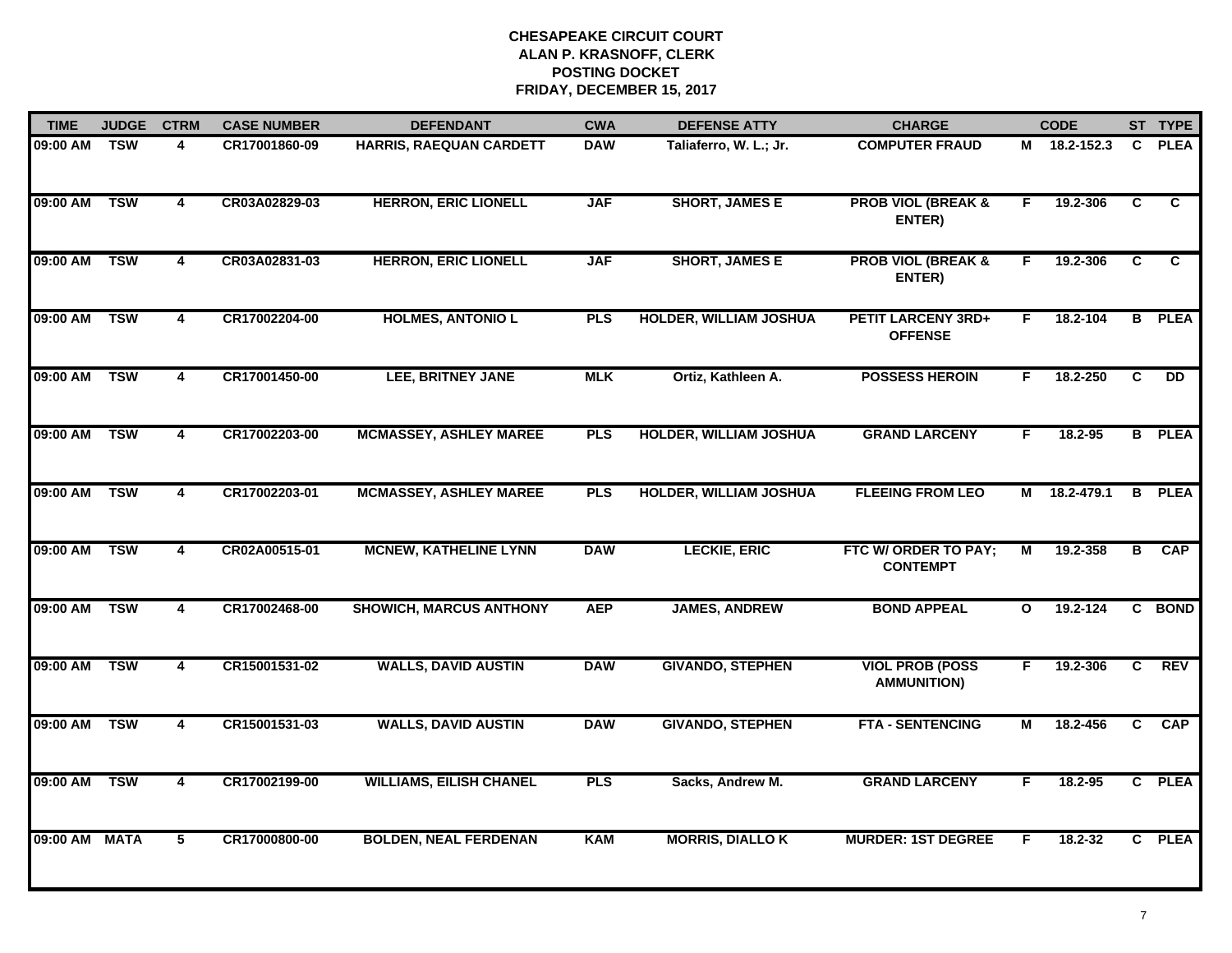# CHESAPEAKE CIRCUIT COURT
## ALAN P. KRASNOFF, CLERK
## POSTING DOCKET
## FRIDAY, DECEMBER 15, 2017

| TIME | JUDGE | CTRM | CASE NUMBER | DEFENDANT | CWA | DEFENSE ATTY | CHARGE | | CODE | ST | TYPE |
|---|---|---|---|---|---|---|---|---|---|---|---|
| 09:00 AM | TSW | 4 | CR17001860-09 | HARRIS, RAEQUAN CARDETT | DAW | Taliaferro, W. L.; Jr. | COMPUTER FRAUD | M | 18.2-152.3 | C | PLEA |
| 09:00 AM | TSW | 4 | CR03A02829-03 | HERRON, ERIC LIONELL | JAF | SHORT, JAMES E | PROB VIOL (BREAK & ENTER) | F | 19.2-306 | C | C |
| 09:00 AM | TSW | 4 | CR03A02831-03 | HERRON, ERIC LIONELL | JAF | SHORT, JAMES E | PROB VIOL (BREAK & ENTER) | F | 19.2-306 | C | C |
| 09:00 AM | TSW | 4 | CR17002204-00 | HOLMES, ANTONIO L | PLS | HOLDER, WILLIAM JOSHUA | PETIT LARCENY 3RD+ OFFENSE | F | 18.2-104 | B | PLEA |
| 09:00 AM | TSW | 4 | CR17001450-00 | LEE, BRITNEY JANE | MLK | Ortiz, Kathleen A. | POSSESS HEROIN | F | 18.2-250 | C | DD |
| 09:00 AM | TSW | 4 | CR17002203-00 | MCMASSEY, ASHLEY MAREE | PLS | HOLDER, WILLIAM JOSHUA | GRAND LARCENY | F | 18.2-95 | B | PLEA |
| 09:00 AM | TSW | 4 | CR17002203-01 | MCMASSEY, ASHLEY MAREE | PLS | HOLDER, WILLIAM JOSHUA | FLEEING FROM LEO | M | 18.2-479.1 | B | PLEA |
| 09:00 AM | TSW | 4 | CR02A00515-01 | MCNEW, KATHELINE LYNN | DAW | LECKIE, ERIC | FTC W/ ORDER TO PAY; CONTEMPT | M | 19.2-358 | B | CAP |
| 09:00 AM | TSW | 4 | CR17002468-00 | SHOWICH, MARCUS ANTHONY | AEP | JAMES, ANDREW | BOND APPEAL | O | 19.2-124 | C | BOND |
| 09:00 AM | TSW | 4 | CR15001531-02 | WALLS, DAVID AUSTIN | DAW | GIVANDO, STEPHEN | VIOL PROB (POSS AMMUNITION) | F | 19.2-306 | C | REV |
| 09:00 AM | TSW | 4 | CR15001531-03 | WALLS, DAVID AUSTIN | DAW | GIVANDO, STEPHEN | FTA - SENTENCING | M | 18.2-456 | C | CAP |
| 09:00 AM | TSW | 4 | CR17002199-00 | WILLIAMS, EILISH CHANEL | PLS | Sacks, Andrew M. | GRAND LARCENY | F | 18.2-95 | C | PLEA |
| 09:00 AM | MATA | 5 | CR17000800-00 | BOLDEN, NEAL FERDENAN | KAM | MORRIS, DIALLO K | MURDER: 1ST DEGREE | F | 18.2-32 | C | PLEA |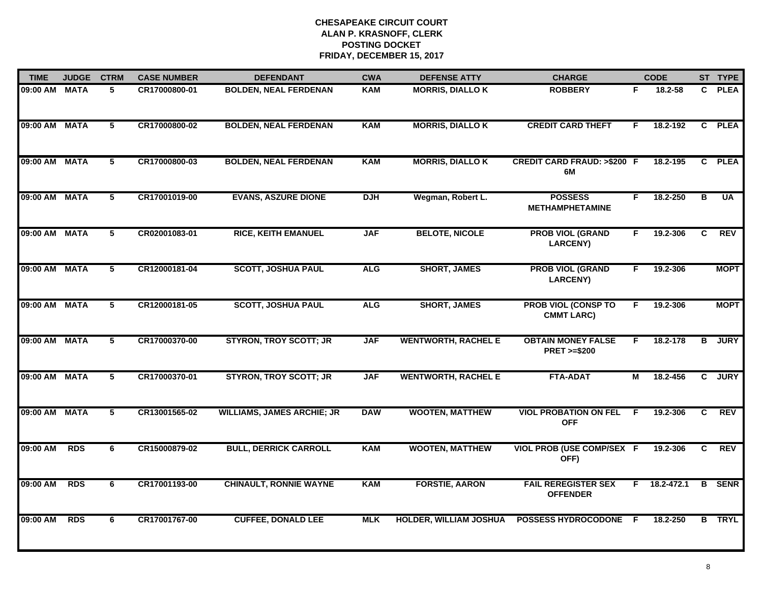# CHESAPEAKE CIRCUIT COURT
## ALAN P. KRASNOFF, CLERK
## POSTING DOCKET
## FRIDAY, DECEMBER 15, 2017

| TIME | JUDGE | CTRM | CASE NUMBER | DEFENDANT | CWA | DEFENSE ATTY | CHARGE | | CODE | ST | TYPE |
|---|---|---|---|---|---|---|---|---|---|---|---|
| 09:00 AM | MATA | 5 | CR17000800-01 | BOLDEN, NEAL FERDENAN | KAM | MORRIS, DIALLO K | ROBBERY | F | 18.2-58 | C | PLEA |
| 09:00 AM | MATA | 5 | CR17000800-02 | BOLDEN, NEAL FERDENAN | KAM | MORRIS, DIALLO K | CREDIT CARD THEFT | F | 18.2-192 | C | PLEA |
| 09:00 AM | MATA | 5 | CR17000800-03 | BOLDEN, NEAL FERDENAN | KAM | MORRIS, DIALLO K | CREDIT CARD FRAUD: >$200 6M | F | 18.2-195 | C | PLEA |
| 09:00 AM | MATA | 5 | CR17001019-00 | EVANS, ASZURE DIONE | DJH | Wegman, Robert L. | POSSESS METHAMPHETAMINE | F | 18.2-250 | B | UA |
| 09:00 AM | MATA | 5 | CR02001083-01 | RICE, KEITH EMANUEL | JAF | BELOTE, NICOLE | PROB VIOL (GRAND LARCENY) | F | 19.2-306 | C | REV |
| 09:00 AM | MATA | 5 | CR12000181-04 | SCOTT, JOSHUA PAUL | ALG | SHORT, JAMES | PROB VIOL (GRAND LARCENY) | F | 19.2-306 | | MOPT |
| 09:00 AM | MATA | 5 | CR12000181-05 | SCOTT, JOSHUA PAUL | ALG | SHORT, JAMES | PROB VIOL (CONSP TO CMMT LARC) | F | 19.2-306 | | MOPT |
| 09:00 AM | MATA | 5 | CR17000370-00 | STYRON, TROY SCOTT; JR | JAF | WENTWORTH, RACHEL E | OBTAIN MONEY FALSE PRET >=$200 | F | 18.2-178 | B | JURY |
| 09:00 AM | MATA | 5 | CR17000370-01 | STYRON, TROY SCOTT; JR | JAF | WENTWORTH, RACHEL E | FTA-ADAT | M | 18.2-456 | C | JURY |
| 09:00 AM | MATA | 5 | CR13001565-02 | WILLIAMS, JAMES ARCHIE; JR | DAW | WOOTEN, MATTHEW | VIOL PROBATION ON FEL OFF | F | 19.2-306 | C | REV |
| 09:00 AM | RDS | 6 | CR15000879-02 | BULL, DERRICK CARROLL | KAM | WOOTEN, MATTHEW | VIOL PROB (USE COMP/SEX OFF) | F | 19.2-306 | C | REV |
| 09:00 AM | RDS | 6 | CR17001193-00 | CHINAULT, RONNIE WAYNE | KAM | FORSTIE, AARON | FAIL REREGISTER SEX OFFENDER | F | 18.2-472.1 | B | SENR |
| 09:00 AM | RDS | 6 | CR17001767-00 | CUFFEE, DONALD LEE | MLK | HOLDER, WILLIAM JOSHUA | POSSESS HYDROCODONE | F | 18.2-250 | B | TRYL |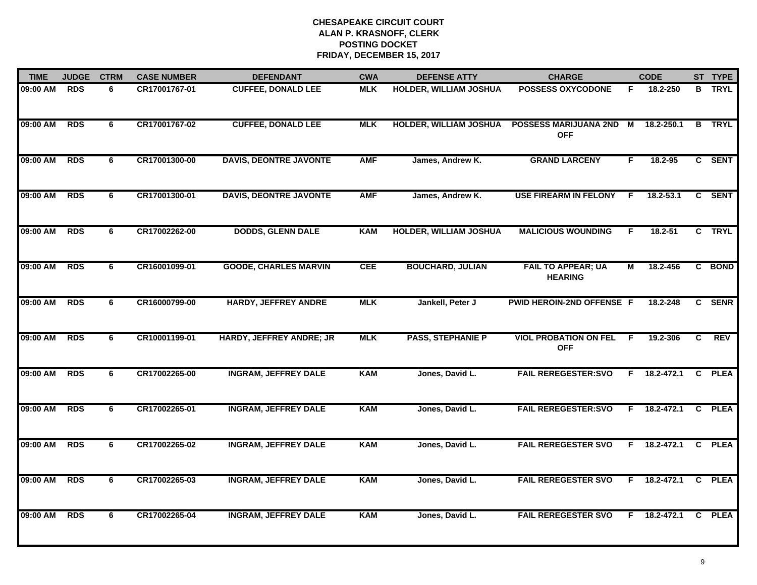**CHESAPEAKE CIRCUIT COURT**
**ALAN P. KRASNOFF, CLERK**
**POSTING DOCKET**
**FRIDAY, DECEMBER 15, 2017**

| TIME | JUDGE | CTRM | CASE NUMBER | DEFENDANT | CWA | DEFENSE ATTY | CHARGE | | CODE | ST | TYPE |
|---|---|---|---|---|---|---|---|---|---|---|---|
| 09:00 AM | RDS | 6 | CR17001767-01 | CUFFEE, DONALD LEE | MLK | HOLDER, WILLIAM JOSHUA | POSSESS OXYCODONE | F | 18.2-250 | B | TRYL |
| 09:00 AM | RDS | 6 | CR17001767-02 | CUFFEE, DONALD LEE | MLK | HOLDER, WILLIAM JOSHUA | POSSESS MARIJUANA 2ND OFF | M | 18.2-250.1 | B | TRYL |
| 09:00 AM | RDS | 6 | CR17001300-00 | DAVIS, DEONTRE JAVONTE | AMF | James, Andrew K. | GRAND LARCENY | F | 18.2-95 | C | SENT |
| 09:00 AM | RDS | 6 | CR17001300-01 | DAVIS, DEONTRE JAVONTE | AMF | James, Andrew K. | USE FIREARM IN FELONY | F | 18.2-53.1 | C | SENT |
| 09:00 AM | RDS | 6 | CR17002262-00 | DODDS, GLENN DALE | KAM | HOLDER, WILLIAM JOSHUA | MALICIOUS WOUNDING | F | 18.2-51 | C | TRYL |
| 09:00 AM | RDS | 6 | CR16001099-01 | GOODE, CHARLES MARVIN | CEE | BOUCHARD, JULIAN | FAIL TO APPEAR; UA HEARING | M | 18.2-456 | C | BOND |
| 09:00 AM | RDS | 6 | CR16000799-00 | HARDY, JEFFREY ANDRE | MLK | Jankell, Peter J | PWID HEROIN-2ND OFFENSE | F | 18.2-248 | C | SENR |
| 09:00 AM | RDS | 6 | CR10001199-01 | HARDY, JEFFREY ANDRE; JR | MLK | PASS, STEPHANIE P | VIOL PROBATION ON FEL OFF | F | 19.2-306 | C | REV |
| 09:00 AM | RDS | 6 | CR17002265-00 | INGRAM, JEFFREY DALE | KAM | Jones, David L. | FAIL REREGESTER:SVO | F | 18.2-472.1 | C | PLEA |
| 09:00 AM | RDS | 6 | CR17002265-01 | INGRAM, JEFFREY DALE | KAM | Jones, David L. | FAIL REREGESTER:SVO | F | 18.2-472.1 | C | PLEA |
| 09:00 AM | RDS | 6 | CR17002265-02 | INGRAM, JEFFREY DALE | KAM | Jones, David L. | FAIL REREGESTER SVO | F | 18.2-472.1 | C | PLEA |
| 09:00 AM | RDS | 6 | CR17002265-03 | INGRAM, JEFFREY DALE | KAM | Jones, David L. | FAIL REREGESTER SVO | F | 18.2-472.1 | C | PLEA |
| 09:00 AM | RDS | 6 | CR17002265-04 | INGRAM, JEFFREY DALE | KAM | Jones, David L. | FAIL REREGESTER SVO | F | 18.2-472.1 | C | PLEA |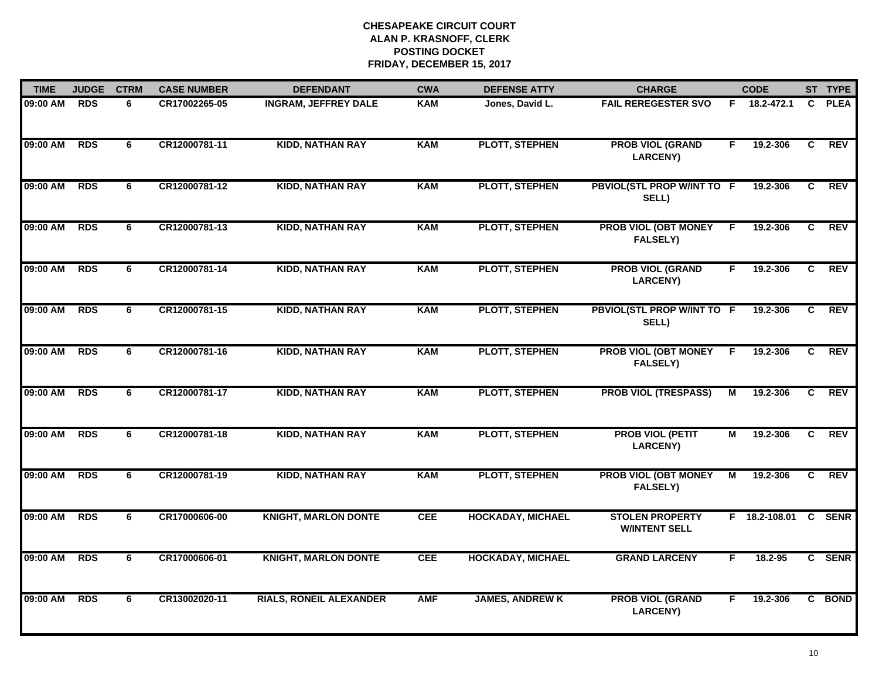# CHESAPEAKE CIRCUIT COURT
## ALAN P. KRASNOFF, CLERK
## POSTING DOCKET
## FRIDAY, DECEMBER 15, 2017

| TIME | JUDGE | CTRM | CASE NUMBER | DEFENDANT | CWA | DEFENSE ATTY | CHARGE | | CODE | ST | TYPE |
|---|---|---|---|---|---|---|---|---|---|---|---|
| 09:00 AM | RDS | 6 | CR17002265-05 | INGRAM, JEFFREY DALE | KAM | Jones, David L. | FAIL REREGESTER SVO | F | 18.2-472.1 | C | PLEA |
| 09:00 AM | RDS | 6 | CR12000781-11 | KIDD, NATHAN RAY | KAM | PLOTT, STEPHEN | PROB VIOL (GRAND LARCENY) | F | 19.2-306 | C | REV |
| 09:00 AM | RDS | 6 | CR12000781-12 | KIDD, NATHAN RAY | KAM | PLOTT, STEPHEN | PBVIOL(STL PROP W/INT TO SELL) | F | 19.2-306 | C | REV |
| 09:00 AM | RDS | 6 | CR12000781-13 | KIDD, NATHAN RAY | KAM | PLOTT, STEPHEN | PROB VIOL (OBT MONEY FALSELY) | F | 19.2-306 | C | REV |
| 09:00 AM | RDS | 6 | CR12000781-14 | KIDD, NATHAN RAY | KAM | PLOTT, STEPHEN | PROB VIOL (GRAND LARCENY) | F | 19.2-306 | C | REV |
| 09:00 AM | RDS | 6 | CR12000781-15 | KIDD, NATHAN RAY | KAM | PLOTT, STEPHEN | PBVIOL(STL PROP W/INT TO SELL) | F | 19.2-306 | C | REV |
| 09:00 AM | RDS | 6 | CR12000781-16 | KIDD, NATHAN RAY | KAM | PLOTT, STEPHEN | PROB VIOL (OBT MONEY FALSELY) | F | 19.2-306 | C | REV |
| 09:00 AM | RDS | 6 | CR12000781-17 | KIDD, NATHAN RAY | KAM | PLOTT, STEPHEN | PROB VIOL (TRESPASS) | M | 19.2-306 | C | REV |
| 09:00 AM | RDS | 6 | CR12000781-18 | KIDD, NATHAN RAY | KAM | PLOTT, STEPHEN | PROB VIOL (PETIT LARCENY) | M | 19.2-306 | C | REV |
| 09:00 AM | RDS | 6 | CR12000781-19 | KIDD, NATHAN RAY | KAM | PLOTT, STEPHEN | PROB VIOL (OBT MONEY FALSELY) | M | 19.2-306 | C | REV |
| 09:00 AM | RDS | 6 | CR17000606-00 | KNIGHT, MARLON DONTE | CEE | HOCKADAY, MICHAEL | STOLEN PROPERTY W/INTENT SELL | F | 18.2-108.01 | C | SENR |
| 09:00 AM | RDS | 6 | CR17000606-01 | KNIGHT, MARLON DONTE | CEE | HOCKADAY, MICHAEL | GRAND LARCENY | F | 18.2-95 | C | SENR |
| 09:00 AM | RDS | 6 | CR13002020-11 | RIALS, RONEIL ALEXANDER | AMF | JAMES, ANDREW K | PROB VIOL (GRAND LARCENY) | F | 19.2-306 | C | BOND |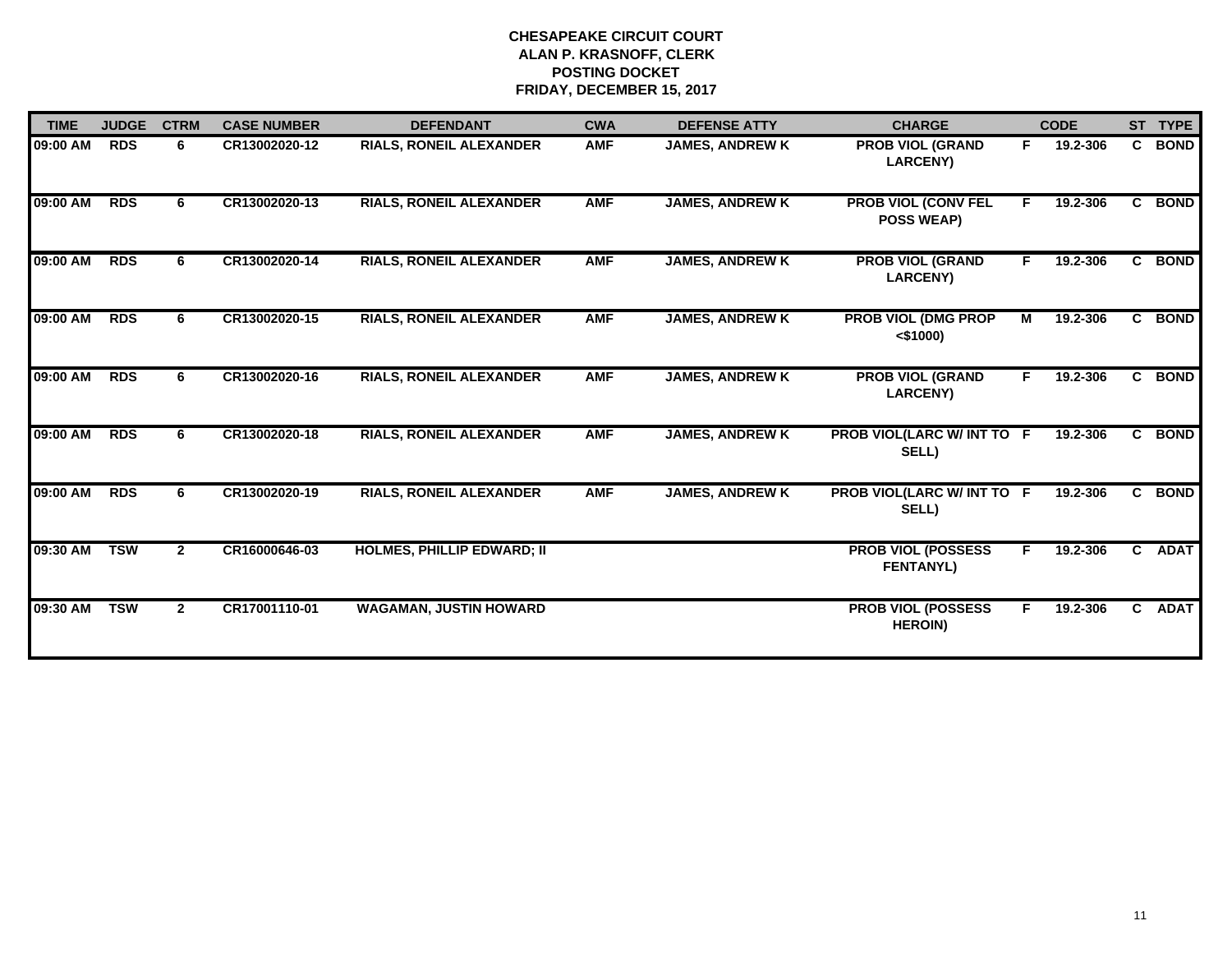# CHESAPEAKE CIRCUIT COURT
## ALAN P. KRASNOFF, CLERK
## POSTING DOCKET
## FRIDAY, DECEMBER 15, 2017

| TIME | JUDGE | CTRM | CASE NUMBER | DEFENDANT | CWA | DEFENSE ATTY | CHARGE | | CODE | ST | TYPE |
|---|---|---|---|---|---|---|---|---|---|---|---|
| 09:00 AM | RDS | 6 | CR13002020-12 | RIALS, RONEIL ALEXANDER | AMF | JAMES, ANDREW K | PROB VIOL (GRAND LARCENY) | F | 19.2-306 | C | BOND |
| 09:00 AM | RDS | 6 | CR13002020-13 | RIALS, RONEIL ALEXANDER | AMF | JAMES, ANDREW K | PROB VIOL (CONV FEL POSS WEAP) | F | 19.2-306 | C | BOND |
| 09:00 AM | RDS | 6 | CR13002020-14 | RIALS, RONEIL ALEXANDER | AMF | JAMES, ANDREW K | PROB VIOL (GRAND LARCENY) | F | 19.2-306 | C | BOND |
| 09:00 AM | RDS | 6 | CR13002020-15 | RIALS, RONEIL ALEXANDER | AMF | JAMES, ANDREW K | PROB VIOL (DMG PROP <$1000) | M | 19.2-306 | C | BOND |
| 09:00 AM | RDS | 6 | CR13002020-16 | RIALS, RONEIL ALEXANDER | AMF | JAMES, ANDREW K | PROB VIOL (GRAND LARCENY) | F | 19.2-306 | C | BOND |
| 09:00 AM | RDS | 6 | CR13002020-18 | RIALS, RONEIL ALEXANDER | AMF | JAMES, ANDREW K | PROB VIOL(LARC W/ INT TO SELL) | F | 19.2-306 | C | BOND |
| 09:00 AM | RDS | 6 | CR13002020-19 | RIALS, RONEIL ALEXANDER | AMF | JAMES, ANDREW K | PROB VIOL(LARC W/ INT TO SELL) | F | 19.2-306 | C | BOND |
| 09:30 AM | TSW | 2 | CR16000646-03 | HOLMES, PHILLIP EDWARD; II | | | PROB VIOL (POSSESS FENTANYL) | F | 19.2-306 | C | ADAT |
| 09:30 AM | TSW | 2 | CR17001110-01 | WAGAMAN, JUSTIN HOWARD | | | PROB VIOL (POSSESS HEROIN) | F | 19.2-306 | C | ADAT |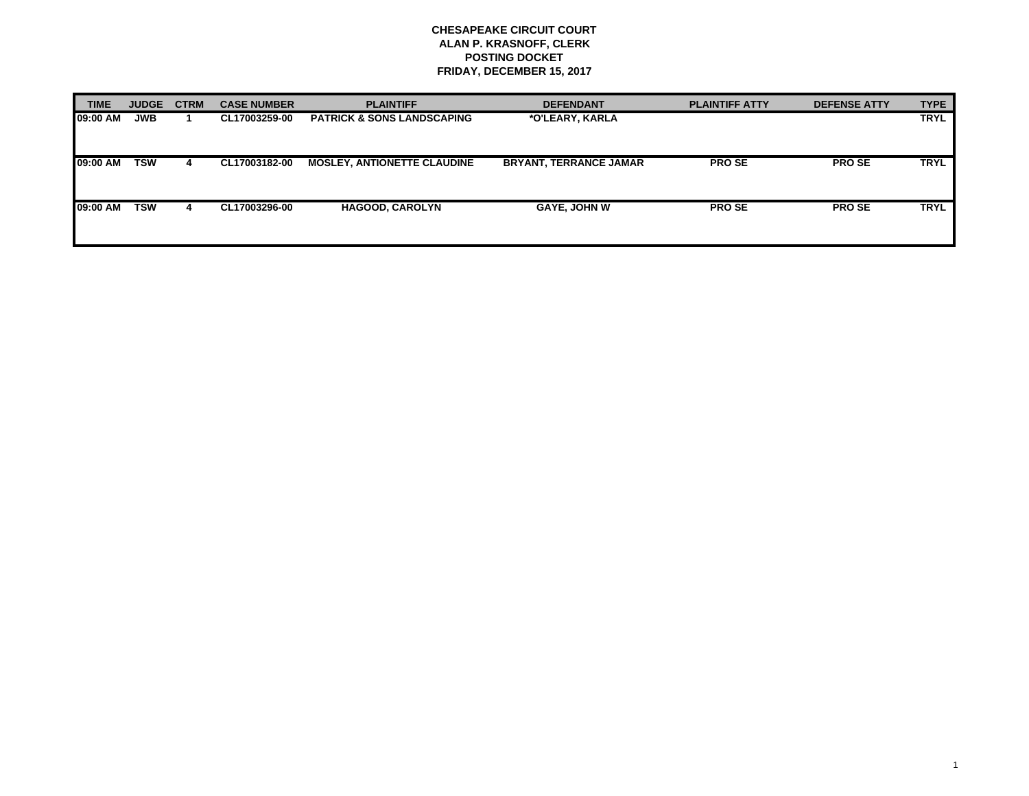**CHESAPEAKE CIRCUIT COURT**
**ALAN P. KRASNOFF, CLERK**
**POSTING DOCKET**
**FRIDAY, DECEMBER 15, 2017**

| TIME | JUDGE | CTRM | CASE NUMBER | PLAINTIFF | DEFENDANT | PLAINTIFF ATTY | DEFENSE ATTY | TYPE |
|---|---|---|---|---|---|---|---|---|
| 09:00 AM | JWB | 1 | CL17003259-00 | PATRICK & SONS LANDSCAPING | *O'LEARY, KARLA | | | TRYL |
| 09:00 AM | TSW | 4 | CL17003182-00 | MOSLEY, ANTIONETTE CLAUDINE | BRYANT, TERRANCE JAMAR | PRO SE | PRO SE | TRYL |
| 09:00 AM | TSW | 4 | CL17003296-00 | HAGOOD, CAROLYN | GAYE, JOHN W | PRO SE | PRO SE | TRYL |